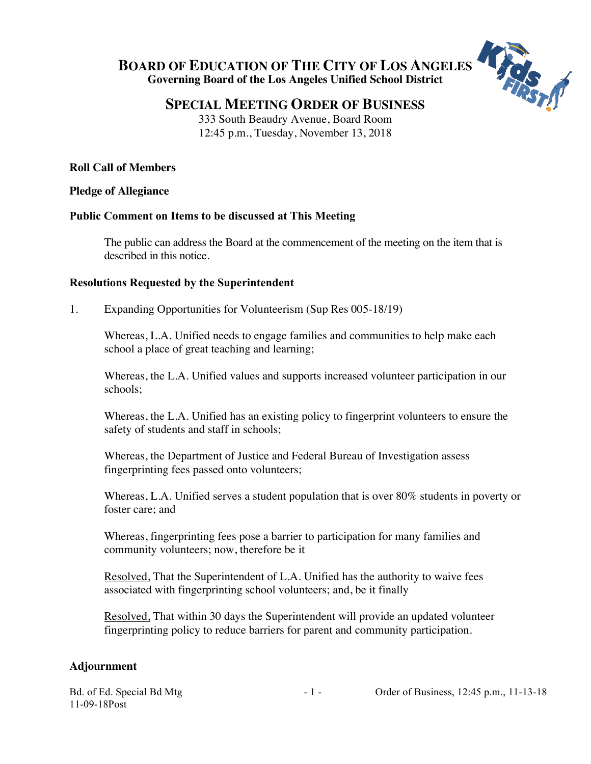# BOARD OF EDUCATION OF THE CITY OF LOS ANGELES

**Governing Board of the Los Angeles Unified School District**

## SPECIAL MEETING ORDER OF BUSINESS

333 South Beaudry Avenue, Board Room
12:45 p.m., Tuesday, November 13, 2018

**Roll Call of Members**

**Pledge of Allegiance**

**Public Comment on Items to be discussed at This Meeting**

The public can address the Board at the commencement of the meeting on the item that is described in this notice.

**Resolutions Requested by the Superintendent**

1. Expanding Opportunities for Volunteerism (Sup Res 005-18/19)

   Whereas, L.A. Unified needs to engage families and communities to help make each school a place of great teaching and learning;

   Whereas, the L.A. Unified values and supports increased volunteer participation in our schools;

   Whereas, the L.A. Unified has an existing policy to fingerprint volunteers to ensure the safety of students and staff in schools;

   Whereas, the Department of Justice and Federal Bureau of Investigation assess fingerprinting fees passed onto volunteers;

   Whereas, L.A. Unified serves a student population that is over 80% students in poverty or foster care; and

   Whereas, fingerprinting fees pose a barrier to participation for many families and community volunteers; now, therefore be it

   Resolved, That the Superintendent of L.A. Unified has the authority to waive fees associated with fingerprinting school volunteers; and, be it finally

   Resolved, That within 30 days the Superintendent will provide an updated volunteer fingerprinting policy to reduce barriers for parent and community participation.

**Adjournment**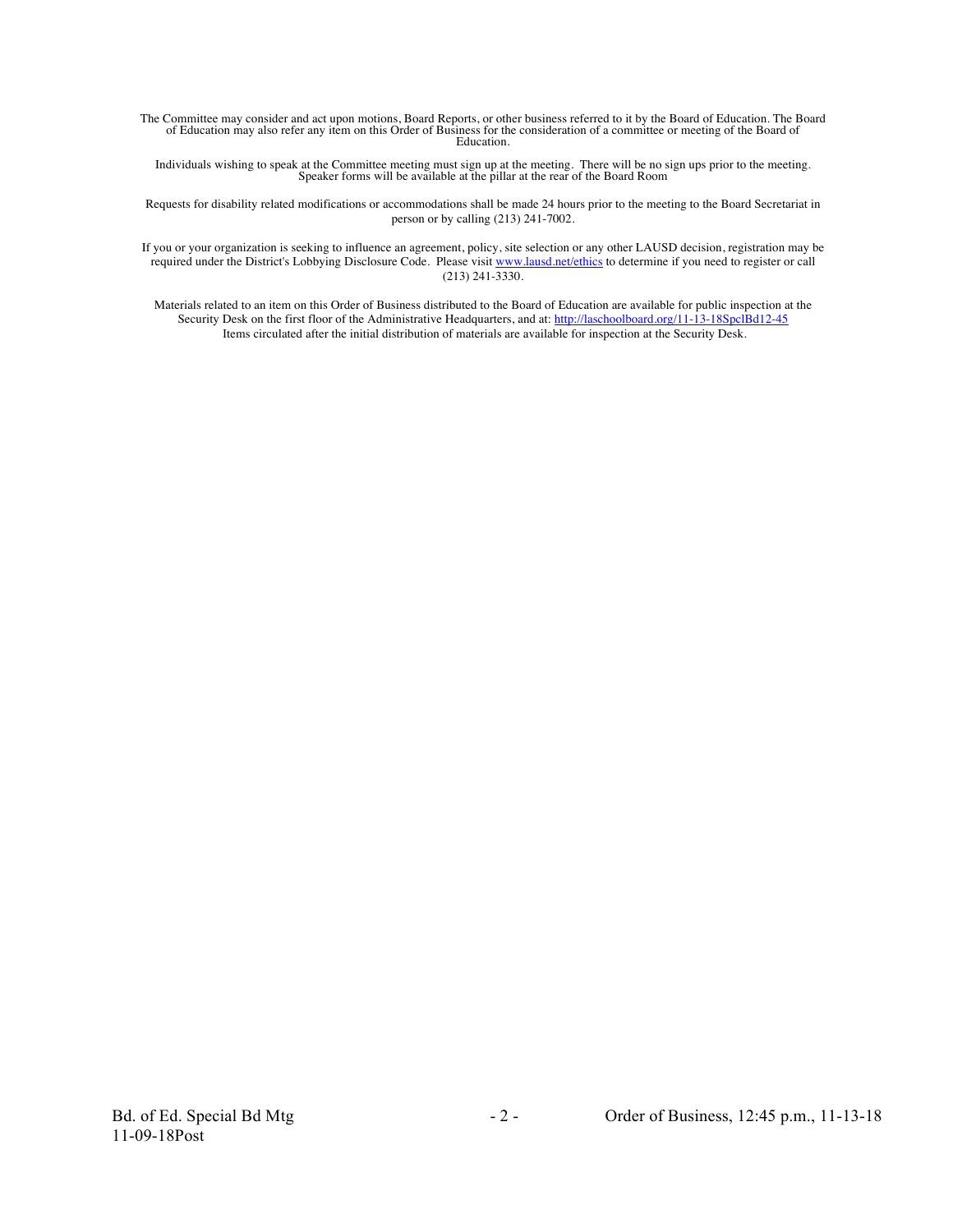The Committee may consider and act upon motions, Board Reports, or other business referred to it by the Board of Education. The Board of Education may also refer any item on this Order of Business for the consideration of a committee or meeting of the Board of Education.

Individuals wishing to speak at the Committee meeting must sign up at the meeting. There will be no sign ups prior to the meeting. Speaker forms will be available at the pillar at the rear of the Board Room

Requests for disability related modifications or accommodations shall be made 24 hours prior to the meeting to the Board Secretariat in person or by calling (213) 241-7002.

If you or your organization is seeking to influence an agreement, policy, site selection or any other LAUSD decision, registration may be required under the District's Lobbying Disclosure Code. Please visit www.lausd.net/ethics to determine if you need to register or call (213) 241-3330.

Materials related to an item on this Order of Business distributed to the Board of Education are available for public inspection at the Security Desk on the first floor of the Administrative Headquarters, and at: http://laschoolboard.org/11-13-18SpclBd12-45
Items circulated after the initial distribution of materials are available for inspection at the Security Desk.